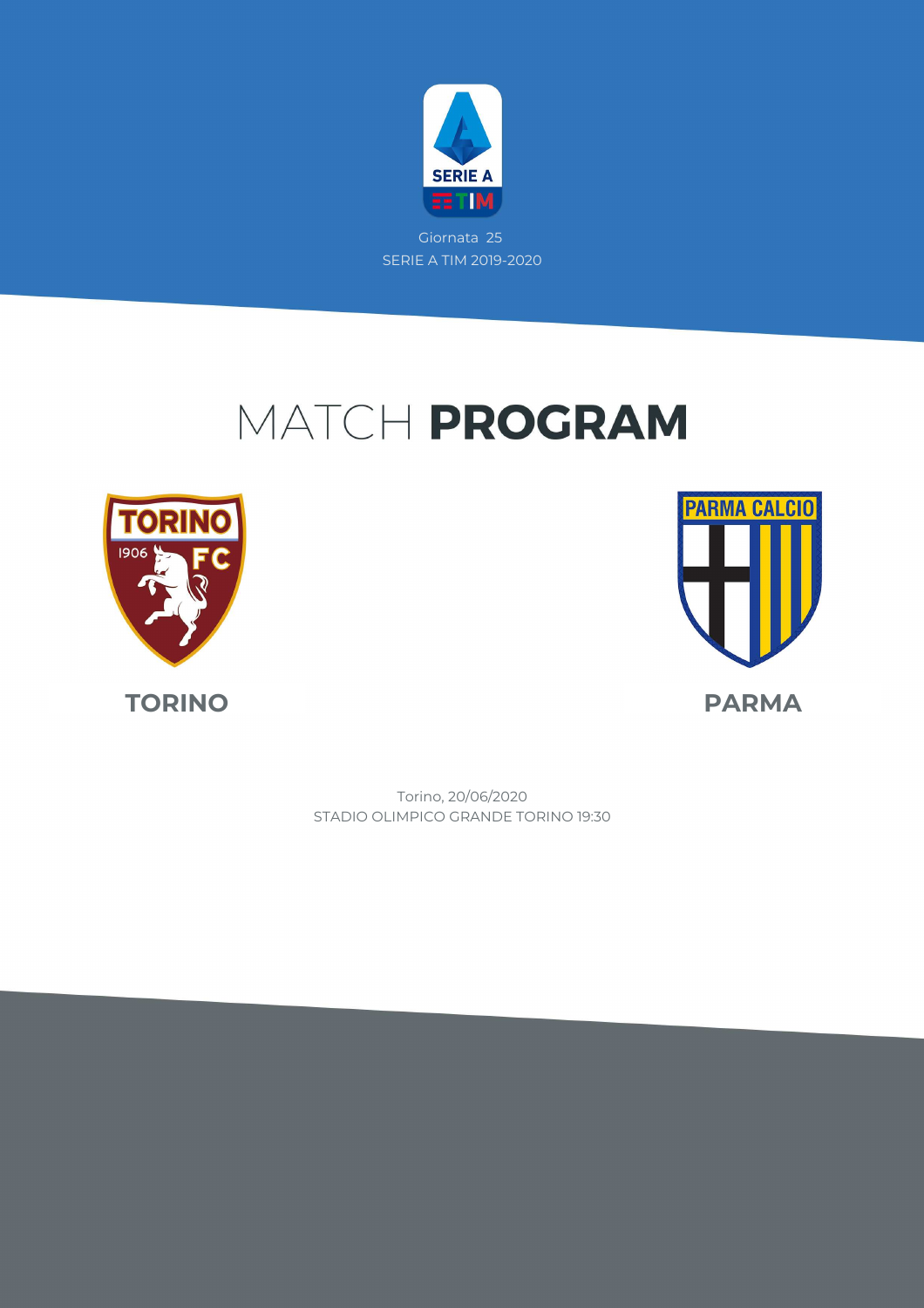Giornata 25

SERIE A TIM 2019-2020

# MATCH **PROGRAM**

**TORINO**

**PARMA**

Torino, 20/06/2020

STADIO OLIMPICO GRANDE TORINO 19:30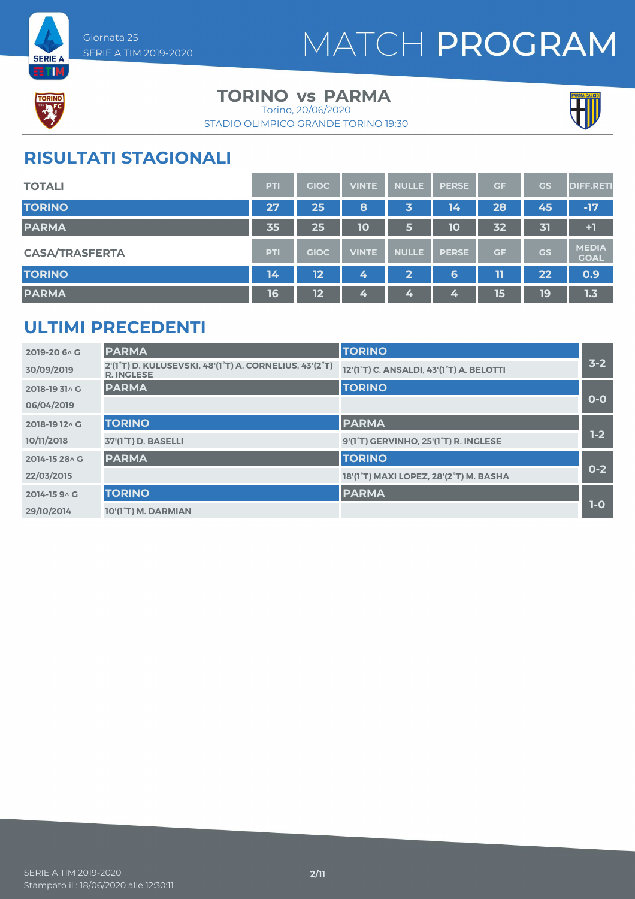Giornata 25
SERIE A TIM 2019-2020

# MATCH PROGRAM

## TORINO vs PARMA

Torino, 20/06/2020
STADIO OLIMPICO GRANDE TORINO 19:30

## RISULTATI STAGIONALI

| TOTALI | PTI | GIOC | VINTE | NULLE | PERSE | GF | GS | DIFF.RETI |
|---|---|---|---|---|---|---|---|---|
| TORINO | 27 | 25 | 8 | 3 | 14 | 28 | 45 | -17 |
| PARMA | 35 | 25 | 10 | 5 | 10 | 32 | 31 | +1 |

| CASA/TRASFERTA | PTI | GIOC | VINTE | NULLE | PERSE | GF | GS | MEDIA GOAL |
|---|---|---|---|---|---|---|---|---|
| TORINO | 14 | 12 | 4 | 2 | 6 | 11 | 22 | 0.9 |
| PARMA | 16 | 12 | 4 | 4 | 4 | 15 | 19 | 1.3 |

## ULTIMI PRECEDENTI

| Giornata / Data | Casa | Trasferta | Risultato |
|---|---|---|---|
| 2019-20 6^ G – 30/09/2019 | PARMA – 2'(1°T) D. KULUSEVSKI, 48'(1°T) A. CORNELIUS, 43'(2°T) R. INGLESE | TORINO – 12'(1°T) C. ANSALDI, 43'(1°T) A. BELOTTI | 3-2 |
| 2018-19 31^ G – 06/04/2019 | PARMA | TORINO | 0-0 |
| 2018-19 12^ G – 10/11/2018 | TORINO – 37'(1°T) D. BASELLI | PARMA – 9'(1°T) GERVINHO, 25'(1°T) R. INGLESE | 1-2 |
| 2014-15 28^ G – 22/03/2015 | PARMA | TORINO – 18'(1°T) MAXI LOPEZ, 28'(2°T) M. BASHA | 0-2 |
| 2014-15 9^ G – 29/10/2014 | TORINO – 10'(1°T) M. DARMIAN | PARMA | 1-0 |

SERIE A TIM 2019-2020
Stampato il : 18/06/2020 alle 12:30:11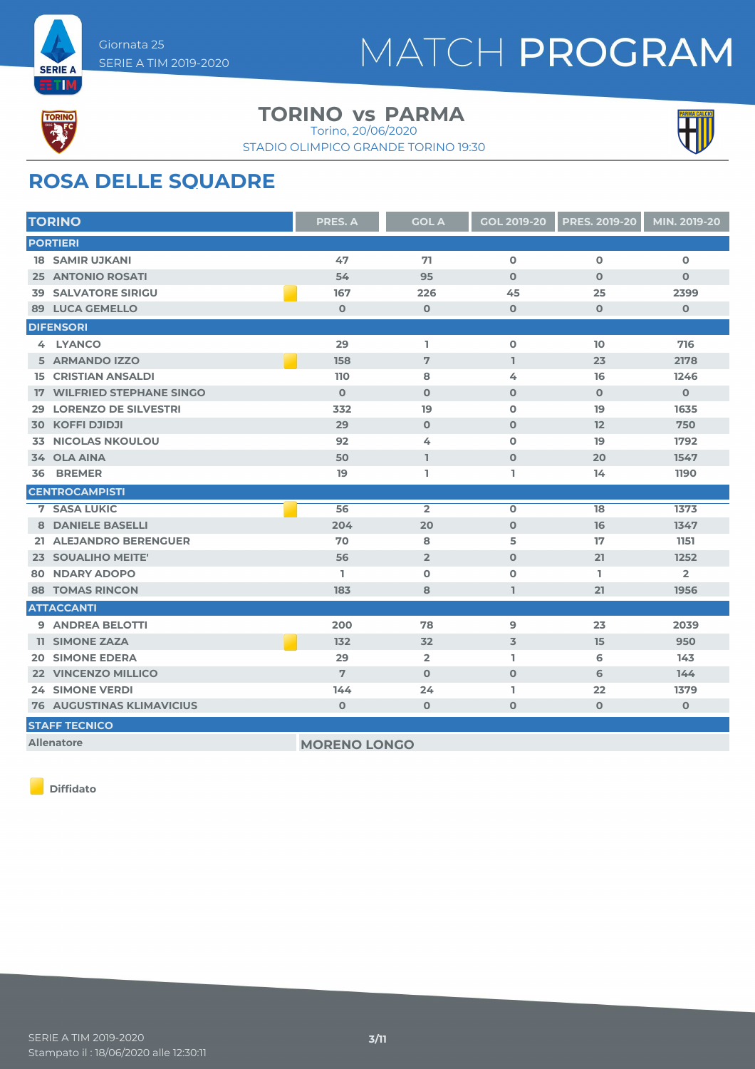Giornata 25
SERIE A TIM 2019-2020

# MATCH PROGRAM

## TORINO vs PARMA

Torino, 20/06/2020
STADIO OLIMPICO GRANDE TORINO 19:30

## ROSA DELLE SQUADRE

| TORINO | | PRES. A | GOL A | GOL 2019-20 | PRES. 2019-20 | MIN. 2019-20 |
|---|---|---|---|---|---|---|
| **PORTIERI** | | | | | | |
| 18 SAMIR UJKANI | | 47 | 71 | 0 | 0 | 0 |
| 25 ANTONIO ROSATI | | 54 | 95 | 0 | 0 | 0 |
| 39 SALVATORE SIRIGU | Diffidato | 167 | 226 | 45 | 25 | 2399 |
| 89 LUCA GEMELLO | | 0 | 0 | 0 | 0 | 0 |
| **DIFENSORI** | | | | | | |
| 4 LYANCO | | 29 | 1 | 0 | 10 | 716 |
| 5 ARMANDO IZZO | Diffidato | 158 | 7 | 1 | 23 | 2178 |
| 15 CRISTIAN ANSALDI | | 110 | 8 | 4 | 16 | 1246 |
| 17 WILFRIED STEPHANE SINGO | | 0 | 0 | 0 | 0 | 0 |
| 29 LORENZO DE SILVESTRI | | 332 | 19 | 0 | 19 | 1635 |
| 30 KOFFI DJIDJI | | 29 | 0 | 0 | 12 | 750 |
| 33 NICOLAS NKOULOU | | 92 | 4 | 0 | 19 | 1792 |
| 34 OLA AINA | | 50 | 1 | 0 | 20 | 1547 |
| 36 BREMER | | 19 | 1 | 1 | 14 | 1190 |
| **CENTROCAMPISTI** | | | | | | |
| 7 SASA LUKIC | Diffidato | 56 | 2 | 0 | 18 | 1373 |
| 8 DANIELE BASELLI | | 204 | 20 | 0 | 16 | 1347 |
| 21 ALEJANDRO BERENGUER | | 70 | 8 | 5 | 17 | 1151 |
| 23 SOUALIHO MEITE' | | 56 | 2 | 0 | 21 | 1252 |
| 80 NDARY ADOPO | | 1 | 0 | 0 | 1 | 2 |
| 88 TOMAS RINCON | | 183 | 8 | 1 | 21 | 1956 |
| **ATTACCANTI** | | | | | | |
| 9 ANDREA BELOTTI | | 200 | 78 | 9 | 23 | 2039 |
| 11 SIMONE ZAZA | Diffidato | 132 | 32 | 3 | 15 | 950 |
| 20 SIMONE EDERA | | 29 | 2 | 1 | 6 | 143 |
| 22 VINCENZO MILLICO | | 7 | 0 | 0 | 6 | 144 |
| 24 SIMONE VERDI | | 144 | 24 | 1 | 22 | 1379 |
| 76 AUGUSTINAS KLIMAVICIUS | | 0 | 0 | 0 | 0 | 0 |
| **STAFF TECNICO** | | | | | | |
| Allenatore | | MORENO LONGO | | | | |

Diffidato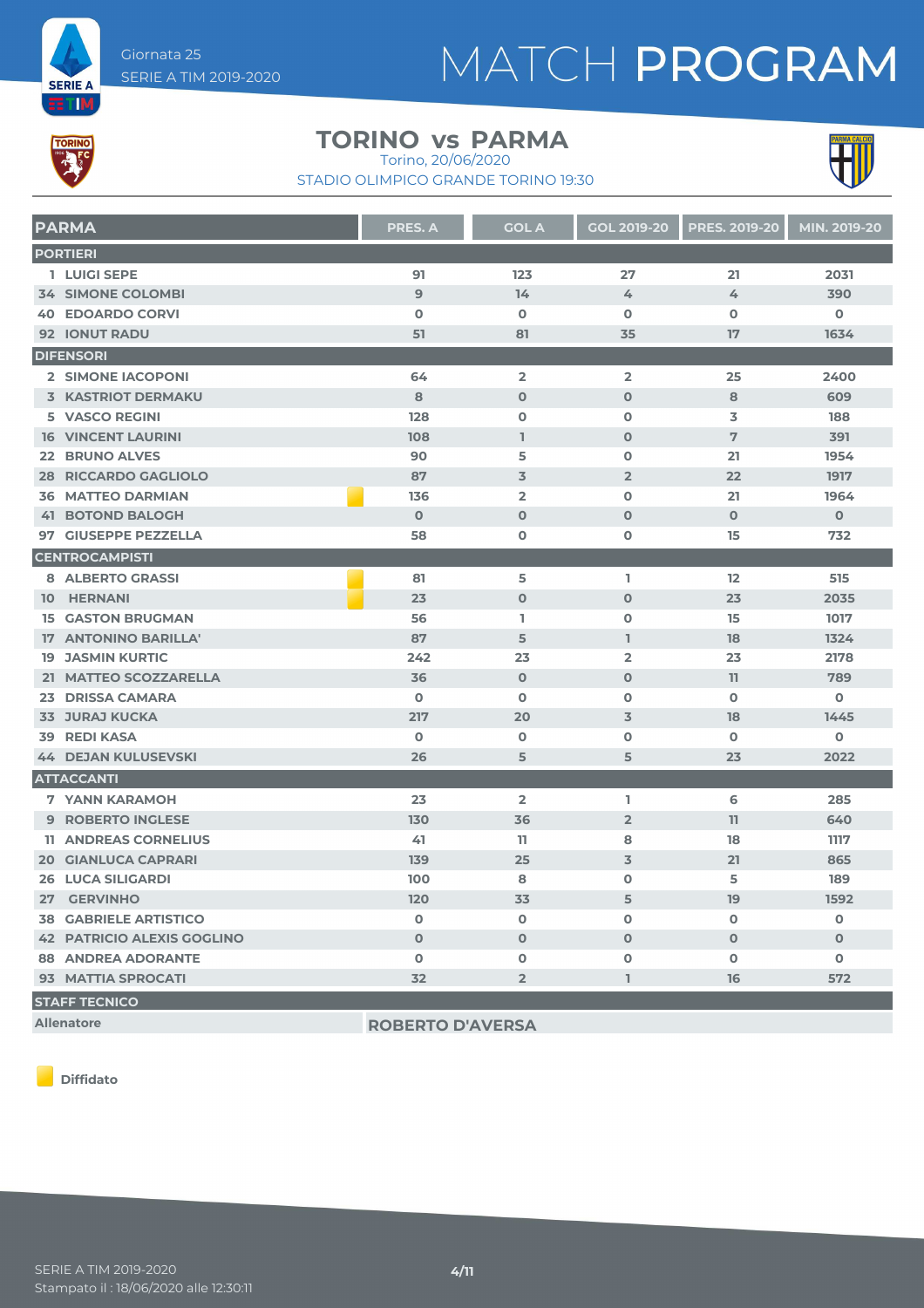Giornata 25
SERIE A TIM 2019-2020

# MATCH PROGRAM

## TORINO vs PARMA

Torino, 20/06/2020
STADIO OLIMPICO GRANDE TORINO 19:30

| PARMA | | PRES. A | GOL A | GOL 2019-20 | PRES. 2019-20 | MIN. 2019-20 |
|---|---|---|---|---|---|---|
| **PORTIERI** | | | | | | |
| 1 LUIGI SEPE | | 91 | 123 | 27 | 21 | 2031 |
| 34 SIMONE COLOMBI | | 9 | 14 | 4 | 4 | 390 |
| 40 EDOARDO CORVI | | 0 | 0 | 0 | 0 | 0 |
| 92 IONUT RADU | | 51 | 81 | 35 | 17 | 1634 |
| **DIFENSORI** | | | | | | |
| 2 SIMONE IACOPONI | | 64 | 2 | 2 | 25 | 2400 |
| 3 KASTRIOT DERMAKU | | 8 | 0 | 0 | 8 | 609 |
| 5 VASCO REGINI | | 128 | 0 | 0 | 3 | 188 |
| 16 VINCENT LAURINI | | 108 | 1 | 0 | 7 | 391 |
| 22 BRUNO ALVES | | 90 | 5 | 0 | 21 | 1954 |
| 28 RICCARDO GAGLIOLO | | 87 | 3 | 2 | 22 | 1917 |
| 36 MATTEO DARMIAN | Diffidato | 136 | 2 | 0 | 21 | 1964 |
| 41 BOTOND BALOGH | | 0 | 0 | 0 | 0 | 0 |
| 97 GIUSEPPE PEZZELLA | | 58 | 0 | 0 | 15 | 732 |
| **CENTROCAMPISTI** | | | | | | |
| 8 ALBERTO GRASSI | Diffidato | 81 | 5 | 1 | 12 | 515 |
| 10 HERNANI | Diffidato | 23 | 0 | 0 | 23 | 2035 |
| 15 GASTON BRUGMAN | | 56 | 1 | 0 | 15 | 1017 |
| 17 ANTONINO BARILLA' | | 87 | 5 | 1 | 18 | 1324 |
| 19 JASMIN KURTIC | | 242 | 23 | 2 | 23 | 2178 |
| 21 MATTEO SCOZZARELLA | | 36 | 0 | 0 | 11 | 789 |
| 23 DRISSA CAMARA | | 0 | 0 | 0 | 0 | 0 |
| 33 JURAJ KUCKA | | 217 | 20 | 3 | 18 | 1445 |
| 39 REDI KASA | | 0 | 0 | 0 | 0 | 0 |
| 44 DEJAN KULUSEVSKI | | 26 | 5 | 5 | 23 | 2022 |
| **ATTACCANTI** | | | | | | |
| 7 YANN KARAMOH | | 23 | 2 | 1 | 6 | 285 |
| 9 ROBERTO INGLESE | | 130 | 36 | 2 | 11 | 640 |
| 11 ANDREAS CORNELIUS | | 41 | 11 | 8 | 18 | 1117 |
| 20 GIANLUCA CAPRARI | | 139 | 25 | 3 | 21 | 865 |
| 26 LUCA SILIGARDI | | 100 | 8 | 0 | 5 | 189 |
| 27 GERVINHO | | 120 | 33 | 5 | 19 | 1592 |
| 38 GABRIELE ARTISTICO | | 0 | 0 | 0 | 0 | 0 |
| 42 PATRICIO ALEXIS GOGLINO | | 0 | 0 | 0 | 0 | 0 |
| 88 ANDREA ADORANTE | | 0 | 0 | 0 | 0 | 0 |
| 93 MATTIA SPROCATI | | 32 | 2 | 1 | 16 | 572 |

**STAFF TECNICO**

| Allenatore | ROBERTO D'AVERSA |
|---|---|

Diffidato

SERIE A TIM 2019-2020
Stampato il : 18/06/2020 alle 12:30:11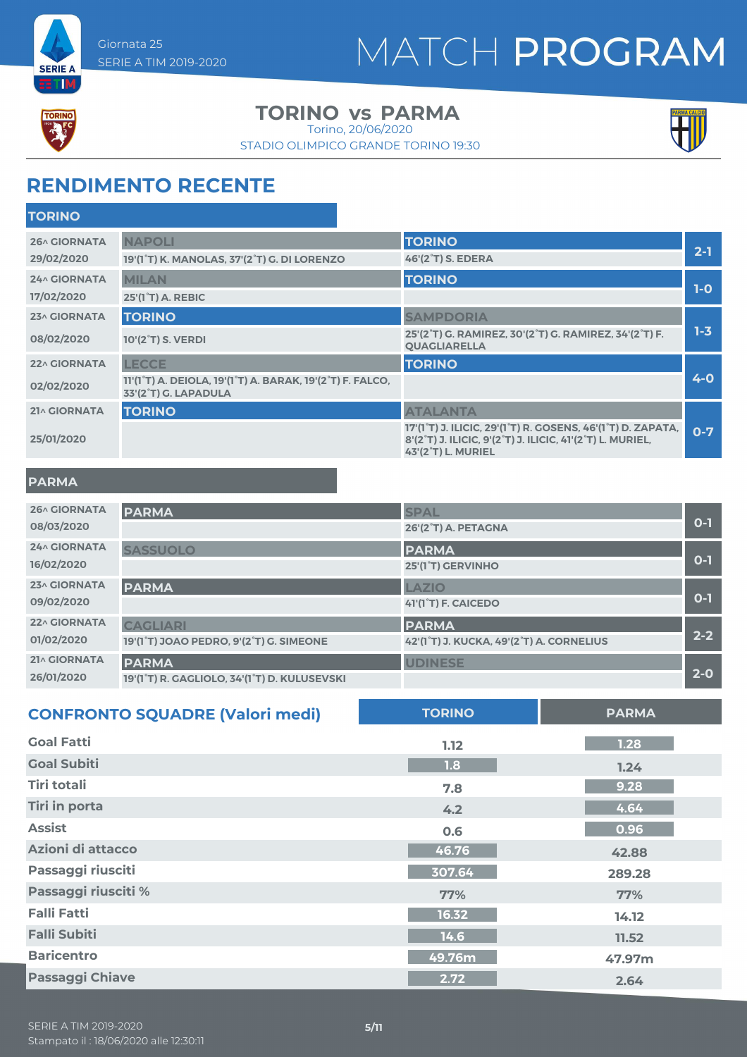Giornata 25
SERIE A TIM 2019-2020

# MATCH PROGRAM

## TORINO vs PARMA

Torino, 20/06/2020
STADIO OLIMPICO GRANDE TORINO 19:30

## RENDIMENTO RECENTE

### TORINO

| Giornata | Casa | Ospite | Risultato |
|---|---|---|---|
| 26^ GIORNATA 29/02/2020 | NAPOLI<br>19'(1°T) K. MANOLAS, 37'(2°T) G. DI LORENZO | TORINO<br>46'(2°T) S. EDERA | 2-1 |
| 24^ GIORNATA 17/02/2020 | MILAN<br>25'(1°T) A. REBIC | TORINO | 1-0 |
| 23^ GIORNATA 08/02/2020 | TORINO<br>10'(2°T) S. VERDI | SAMPDORIA<br>25'(2°T) G. RAMIREZ, 30'(2°T) G. RAMIREZ, 34'(2°T) F. QUAGLIARELLA | 1-3 |
| 22^ GIORNATA 02/02/2020 | LECCE<br>11'(1°T) A. DEIOLA, 19'(1°T) A. BARAK, 19'(2°T) F. FALCO, 33'(2°T) G. LAPADULA | TORINO | 4-0 |
| 21^ GIORNATA 25/01/2020 | TORINO | ATALANTA<br>17'(1°T) J. ILICIC, 29'(1°T) R. GOSENS, 46'(1°T) D. ZAPATA, 8'(2°T) J. ILICIC, 9'(2°T) J. ILICIC, 41'(2°T) L. MURIEL, 43'(2°T) L. MURIEL | 0-7 |

### PARMA

| Giornata | Casa | Ospite | Risultato |
|---|---|---|---|
| 26^ GIORNATA 08/03/2020 | PARMA | SPAL<br>26'(2°T) A. PETAGNA | 0-1 |
| 24^ GIORNATA 16/02/2020 | SASSUOLO | PARMA<br>25'(1°T) GERVINHO | 0-1 |
| 23^ GIORNATA 09/02/2020 | PARMA | LAZIO<br>41'(1°T) F. CAICEDO | 0-1 |
| 22^ GIORNATA 01/02/2020 | CAGLIARI<br>19'(1°T) JOAO PEDRO, 9'(2°T) G. SIMEONE | PARMA<br>42'(1°T) J. KUCKA, 49'(2°T) A. CORNELIUS | 2-2 |
| 21^ GIORNATA 26/01/2020 | PARMA<br>19'(1°T) R. GAGLIOLO, 34'(1°T) D. KULUSEVSKI | UDINESE | 2-0 |

## CONFRONTO SQUADRE (Valori medi)

| | TORINO | PARMA |
|---|---|---|
| Goal Fatti | 1.12 | 1.28 |
| Goal Subiti | 1.8 | 1.24 |
| Tiri totali | 7.8 | 9.28 |
| Tiri in porta | 4.2 | 4.64 |
| Assist | 0.6 | 0.96 |
| Azioni di attacco | 46.76 | 42.88 |
| Passaggi riusciti | 307.64 | 289.28 |
| Passaggi riusciti % | 77% | 77% |
| Falli Fatti | 16.32 | 14.12 |
| Falli Subiti | 14.6 | 11.52 |
| Baricentro | 49.76m | 47.97m |
| Passaggi Chiave | 2.72 | 2.64 |

SERIE A TIM 2019-2020
Stampato il : 18/06/2020 alle 12:30:11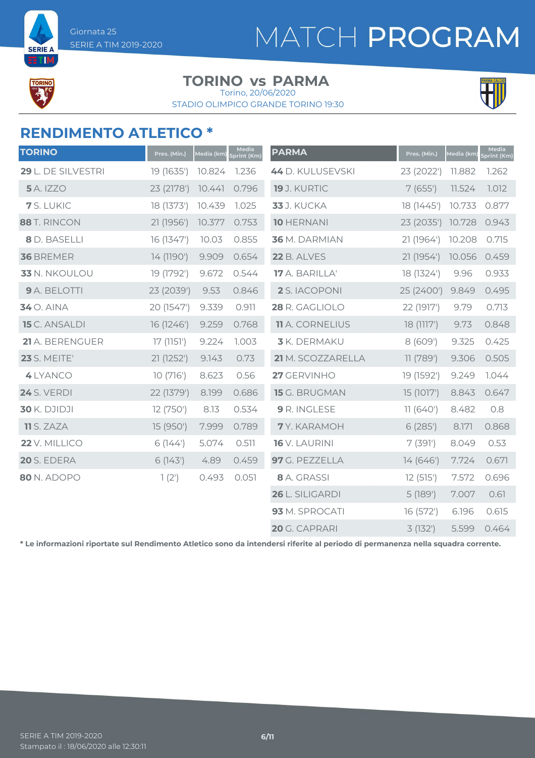# MATCH PROGRAM

Giornata 25
SERIE A TIM 2019-2020

## TORINO vs PARMA

Torino, 20/06/2020
STADIO OLIMPICO GRANDE TORINO 19:30

## RENDIMENTO ATLETICO *

| TORINO | Pres. (Min.) | Media (km) | Media Sprint (Km) |
|---|---|---|---|
| **29** L. DE SILVESTRI | 19 (1635') | 10.824 | 1.236 |
| **5** A. IZZO | 23 (2178') | 10.441 | 0.796 |
| **7** S. LUKIC | 18 (1373') | 10.439 | 1.025 |
| **88** T. RINCON | 21 (1956') | 10.377 | 0.753 |
| **8** D. BASELLI | 16 (1347') | 10.03 | 0.855 |
| **36** BREMER | 14 (1190') | 9.909 | 0.654 |
| **33** N. NKOULOU | 19 (1792') | 9.672 | 0.544 |
| **9** A. BELOTTI | 23 (2039') | 9.53 | 0.846 |
| **34** O. AINA | 20 (1547') | 9.339 | 0.911 |
| **15** C. ANSALDI | 16 (1246') | 9.259 | 0.768 |
| **21** A. BERENGUER | 17 (1151') | 9.224 | 1.003 |
| **23** S. MEITE' | 21 (1252') | 9.143 | 0.73 |
| **4** LYANCO | 10 (716') | 8.623 | 0.56 |
| **24** S. VERDI | 22 (1379') | 8.199 | 0.686 |
| **30** K. DJIDJI | 12 (750') | 8.13 | 0.534 |
| **11** S. ZAZA | 15 (950') | 7.999 | 0.789 |
| **22** V. MILLICO | 6 (144') | 5.074 | 0.511 |
| **20** S. EDERA | 6 (143') | 4.89 | 0.459 |
| **80** N. ADOPO | 1 (2') | 0.493 | 0.051 |

| PARMA | Pres. (Min.) | Media (km) | Media Sprint (Km) |
|---|---|---|---|
| **44** D. KULUSEVSKI | 23 (2022') | 11.882 | 1.262 |
| **19** J. KURTIC | 7 (655') | 11.524 | 1.012 |
| **33** J. KUCKA | 18 (1445') | 10.733 | 0.877 |
| **10** HERNANI | 23 (2035') | 10.728 | 0.943 |
| **36** M. DARMIAN | 21 (1964') | 10.208 | 0.715 |
| **22** B. ALVES | 21 (1954') | 10.056 | 0.459 |
| **17** A. BARILLA' | 18 (1324') | 9.96 | 0.933 |
| **2** S. IACOPONI | 25 (2400') | 9.849 | 0.495 |
| **28** R. GAGLIOLO | 22 (1917') | 9.79 | 0.713 |
| **11** A. CORNELIUS | 18 (1117') | 9.73 | 0.848 |
| **3** K. DERMAKU | 8 (609') | 9.325 | 0.425 |
| **21** M. SCOZZARELLA | 11 (789') | 9.306 | 0.505 |
| **27** GERVINHO | 19 (1592') | 9.249 | 1.044 |
| **15** G. BRUGMAN | 15 (1017') | 8.843 | 0.647 |
| **9** R. INGLESE | 11 (640') | 8.482 | 0.8 |
| **7** Y. KARAMOH | 6 (285') | 8.171 | 0.868 |
| **16** V. LAURINI | 7 (391') | 8.049 | 0.53 |
| **97** G. PEZZELLA | 14 (646') | 7.724 | 0.671 |
| **8** A. GRASSI | 12 (515') | 7.572 | 0.696 |
| **26** L. SILIGARDI | 5 (189') | 7.007 | 0.61 |
| **93** M. SPROCATI | 16 (572') | 6.196 | 0.615 |
| **20** G. CAPRARI | 3 (132') | 5.599 | 0.464 |

**\* Le informazioni riportate sul Rendimento Atletico sono da intendersi riferite al periodo di permanenza nella squadra corrente.**

SERIE A TIM 2019-2020
Stampato il : 18/06/2020 alle 12:30:11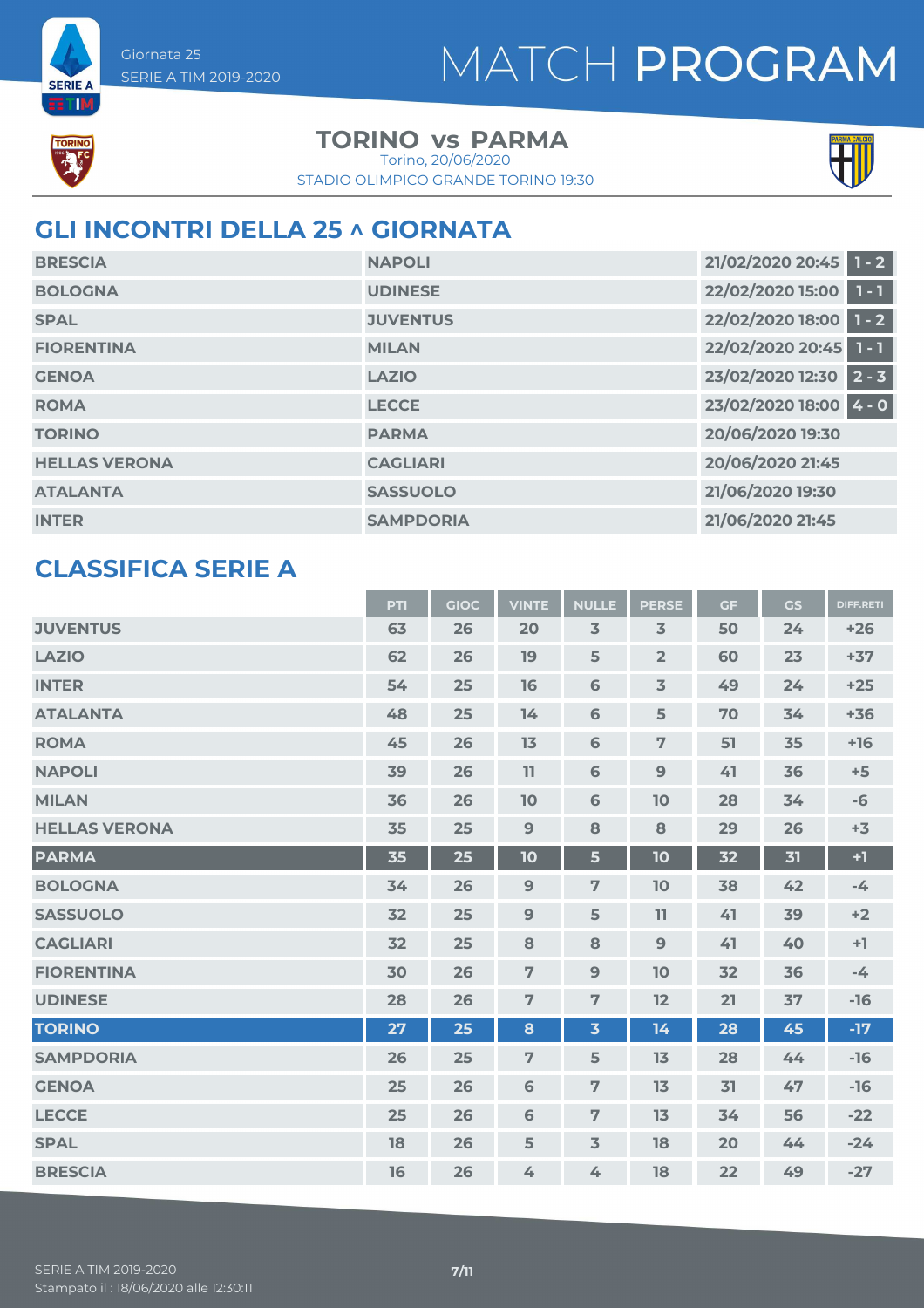Giornata 25
SERIE A TIM 2019-2020

# MATCH PROGRAM

## TORINO vs PARMA

Torino, 20/06/2020
STADIO OLIMPICO GRANDE TORINO 19:30

## GLI INCONTRI DELLA 25 ^ GIORNATA

| | | | |
|---|---|---|---|
| BRESCIA | NAPOLI | 21/02/2020 20:45 | 1 - 2 |
| BOLOGNA | UDINESE | 22/02/2020 15:00 | 1 - 1 |
| SPAL | JUVENTUS | 22/02/2020 18:00 | 1 - 2 |
| FIORENTINA | MILAN | 22/02/2020 20:45 | 1 - 1 |
| GENOA | LAZIO | 23/02/2020 12:30 | 2 - 3 |
| ROMA | LECCE | 23/02/2020 18:00 | 4 - 0 |
| TORINO | PARMA | 20/06/2020 19:30 | |
| HELLAS VERONA | CAGLIARI | 20/06/2020 21:45 | |
| ATALANTA | SASSUOLO | 21/06/2020 19:30 | |
| INTER | SAMPDORIA | 21/06/2020 21:45 | |

## CLASSIFICA SERIE A

| | PTI | GIOC | VINTE | NULLE | PERSE | GF | GS | DIFF.RETI |
|---|---|---|---|---|---|---|---|---|
| JUVENTUS | 63 | 26 | 20 | 3 | 3 | 50 | 24 | +26 |
| LAZIO | 62 | 26 | 19 | 5 | 2 | 60 | 23 | +37 |
| INTER | 54 | 25 | 16 | 6 | 3 | 49 | 24 | +25 |
| ATALANTA | 48 | 25 | 14 | 6 | 5 | 70 | 34 | +36 |
| ROMA | 45 | 26 | 13 | 6 | 7 | 51 | 35 | +16 |
| NAPOLI | 39 | 26 | 11 | 6 | 9 | 41 | 36 | +5 |
| MILAN | 36 | 26 | 10 | 6 | 10 | 28 | 34 | -6 |
| HELLAS VERONA | 35 | 25 | 9 | 8 | 8 | 29 | 26 | +3 |
| PARMA | 35 | 25 | 10 | 5 | 10 | 32 | 31 | +1 |
| BOLOGNA | 34 | 26 | 9 | 7 | 10 | 38 | 42 | -4 |
| SASSUOLO | 32 | 25 | 9 | 5 | 11 | 41 | 39 | +2 |
| CAGLIARI | 32 | 25 | 8 | 8 | 9 | 41 | 40 | +1 |
| FIORENTINA | 30 | 26 | 7 | 9 | 10 | 32 | 36 | -4 |
| UDINESE | 28 | 26 | 7 | 7 | 12 | 21 | 37 | -16 |
| TORINO | 27 | 25 | 8 | 3 | 14 | 28 | 45 | -17 |
| SAMPDORIA | 26 | 25 | 7 | 5 | 13 | 28 | 44 | -16 |
| GENOA | 25 | 26 | 6 | 7 | 13 | 31 | 47 | -16 |
| LECCE | 25 | 26 | 6 | 7 | 13 | 34 | 56 | -22 |
| SPAL | 18 | 26 | 5 | 3 | 18 | 20 | 44 | -24 |
| BRESCIA | 16 | 26 | 4 | 4 | 18 | 22 | 49 | -27 |

SERIE A TIM 2019-2020
Stampato il : 18/06/2020 alle 12:30:11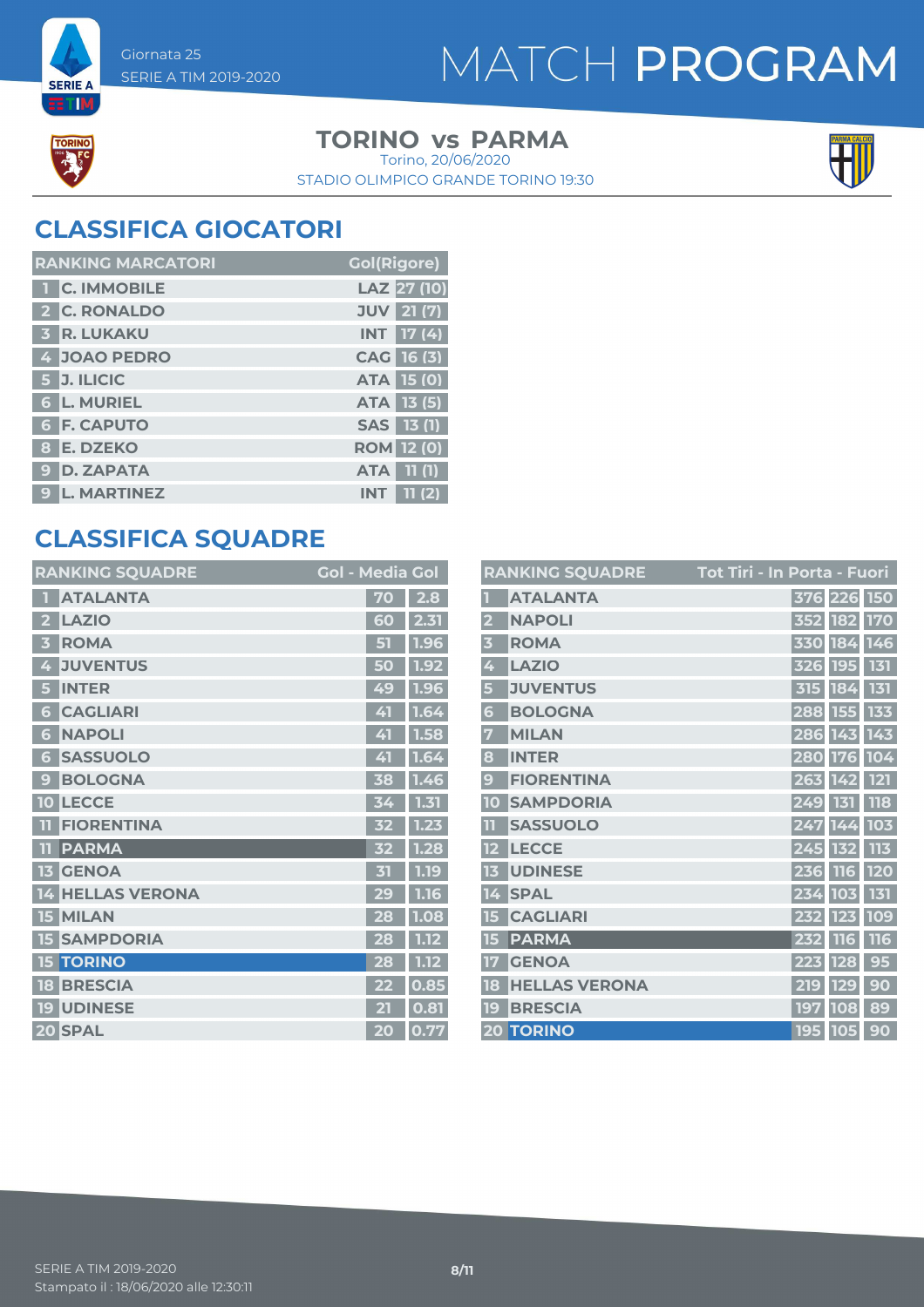Giornata 25
SERIE A TIM 2019-2020

# MATCH PROGRAM

**TORINO vs PARMA**
Torino, 20/06/2020
STADIO OLIMPICO GRANDE TORINO 19:30

## CLASSIFICA GIOCATORI

| RANKING MARCATORI | | | Gol(Rigore) |
|---|---|---|---|
| 1 | C. IMMOBILE | LAZ | 27 (10) |
| 2 | C. RONALDO | JUV | 21 (7) |
| 3 | R. LUKAKU | INT | 17 (4) |
| 4 | JOAO PEDRO | CAG | 16 (3) |
| 5 | J. ILICIC | ATA | 15 (0) |
| 6 | L. MURIEL | ATA | 13 (5) |
| 6 | F. CAPUTO | SAS | 13 (1) |
| 8 | E. DZEKO | ROM | 12 (0) |
| 9 | D. ZAPATA | ATA | 11 (1) |
| 9 | L. MARTINEZ | INT | 11 (2) |

## CLASSIFICA SQUADRE

| RANKING SQUADRE | | Gol | Media Gol |
|---|---|---|---|
| 1 | ATALANTA | 70 | 2.8 |
| 2 | LAZIO | 60 | 2.31 |
| 3 | ROMA | 51 | 1.96 |
| 4 | JUVENTUS | 50 | 1.92 |
| 5 | INTER | 49 | 1.96 |
| 6 | CAGLIARI | 41 | 1.64 |
| 6 | NAPOLI | 41 | 1.58 |
| 6 | SASSUOLO | 41 | 1.64 |
| 9 | BOLOGNA | 38 | 1.46 |
| 10 | LECCE | 34 | 1.31 |
| 11 | FIORENTINA | 32 | 1.23 |
| 11 | PARMA | 32 | 1.28 |
| 13 | GENOA | 31 | 1.19 |
| 14 | HELLAS VERONA | 29 | 1.16 |
| 15 | MILAN | 28 | 1.08 |
| 15 | SAMPDORIA | 28 | 1.12 |
| 15 | TORINO | 28 | 1.12 |
| 18 | BRESCIA | 22 | 0.85 |
| 19 | UDINESE | 21 | 0.81 |
| 20 | SPAL | 20 | 0.77 |

| RANKING SQUADRE | | Tot Tiri | In Porta | Fuori |
|---|---|---|---|---|
| 1 | ATALANTA | 376 | 226 | 150 |
| 2 | NAPOLI | 352 | 182 | 170 |
| 3 | ROMA | 330 | 184 | 146 |
| 4 | LAZIO | 326 | 195 | 131 |
| 5 | JUVENTUS | 315 | 184 | 131 |
| 6 | BOLOGNA | 288 | 155 | 133 |
| 7 | MILAN | 286 | 143 | 143 |
| 8 | INTER | 280 | 176 | 104 |
| 9 | FIORENTINA | 263 | 142 | 121 |
| 10 | SAMPDORIA | 249 | 131 | 118 |
| 11 | SASSUOLO | 247 | 144 | 103 |
| 12 | LECCE | 245 | 132 | 113 |
| 13 | UDINESE | 236 | 116 | 120 |
| 14 | SPAL | 234 | 103 | 131 |
| 15 | CAGLIARI | 232 | 123 | 109 |
| 15 | PARMA | 232 | 116 | 116 |
| 17 | GENOA | 223 | 128 | 95 |
| 18 | HELLAS VERONA | 219 | 129 | 90 |
| 19 | BRESCIA | 197 | 108 | 89 |
| 20 | TORINO | 195 | 105 | 90 |

SERIE A TIM 2019-2020
Stampato il : 18/06/2020 alle 12:30:11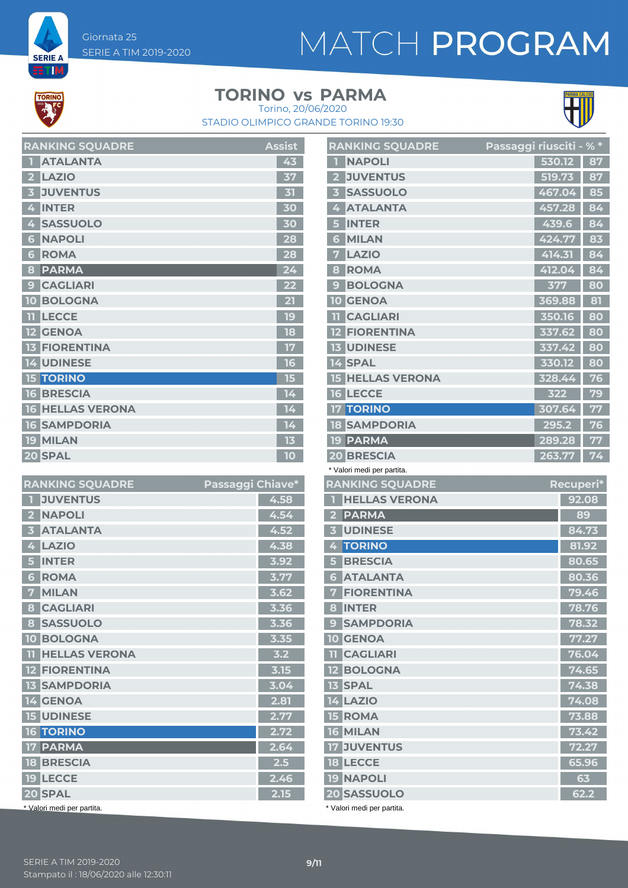Giornata 25
SERIE A TIM 2019-2020

# MATCH PROGRAM

## TORINO vs PARMA

Torino, 20/06/2020
STADIO OLIMPICO GRANDE TORINO 19:30

| RANKING SQUADRE | | Assist |
|---|---|---|
| 1 | ATALANTA | 43 |
| 2 | LAZIO | 37 |
| 3 | JUVENTUS | 31 |
| 4 | INTER | 30 |
| 4 | SASSUOLO | 30 |
| 6 | NAPOLI | 28 |
| 6 | ROMA | 28 |
| 8 | PARMA | 24 |
| 9 | CAGLIARI | 22 |
| 10 | BOLOGNA | 21 |
| 11 | LECCE | 19 |
| 12 | GENOA | 18 |
| 13 | FIORENTINA | 17 |
| 14 | UDINESE | 16 |
| 15 | TORINO | 15 |
| 16 | BRESCIA | 14 |
| 16 | HELLAS VERONA | 14 |
| 16 | SAMPDORIA | 14 |
| 19 | MILAN | 13 |
| 20 | SPAL | 10 |

| RANKING SQUADRE | | Passaggi riusciti | % * |
|---|---|---|---|
| 1 | NAPOLI | 530.12 | 87 |
| 2 | JUVENTUS | 519.73 | 87 |
| 3 | SASSUOLO | 467.04 | 85 |
| 4 | ATALANTA | 457.28 | 84 |
| 5 | INTER | 439.6 | 84 |
| 6 | MILAN | 424.77 | 83 |
| 7 | LAZIO | 414.31 | 84 |
| 8 | ROMA | 412.04 | 84 |
| 9 | BOLOGNA | 377 | 80 |
| 10 | GENOA | 369.88 | 81 |
| 11 | CAGLIARI | 350.16 | 80 |
| 12 | FIORENTINA | 337.62 | 80 |
| 13 | UDINESE | 337.42 | 80 |
| 14 | SPAL | 330.12 | 80 |
| 15 | HELLAS VERONA | 328.44 | 76 |
| 16 | LECCE | 322 | 79 |
| 17 | TORINO | 307.64 | 77 |
| 18 | SAMPDORIA | 295.2 | 76 |
| 19 | PARMA | 289.28 | 77 |
| 20 | BRESCIA | 263.77 | 74 |

* Valori medi per partita.

| RANKING SQUADRE | | Passaggi Chiave* |
|---|---|---|
| 1 | JUVENTUS | 4.58 |
| 2 | NAPOLI | 4.54 |
| 3 | ATALANTA | 4.52 |
| 4 | LAZIO | 4.38 |
| 5 | INTER | 3.92 |
| 6 | ROMA | 3.77 |
| 7 | MILAN | 3.62 |
| 8 | CAGLIARI | 3.36 |
| 8 | SASSUOLO | 3.36 |
| 10 | BOLOGNA | 3.35 |
| 11 | HELLAS VERONA | 3.2 |
| 12 | FIORENTINA | 3.15 |
| 13 | SAMPDORIA | 3.04 |
| 14 | GENOA | 2.81 |
| 15 | UDINESE | 2.77 |
| 16 | TORINO | 2.72 |
| 17 | PARMA | 2.64 |
| 18 | BRESCIA | 2.5 |
| 19 | LECCE | 2.46 |
| 20 | SPAL | 2.15 |

* Valori medi per partita.

| RANKING SQUADRE | | Recuperi* |
|---|---|---|
| 1 | HELLAS VERONA | 92.08 |
| 2 | PARMA | 89 |
| 3 | UDINESE | 84.73 |
| 4 | TORINO | 81.92 |
| 5 | BRESCIA | 80.65 |
| 6 | ATALANTA | 80.36 |
| 7 | FIORENTINA | 79.46 |
| 8 | INTER | 78.76 |
| 9 | SAMPDORIA | 78.32 |
| 10 | GENOA | 77.27 |
| 11 | CAGLIARI | 76.04 |
| 12 | BOLOGNA | 74.65 |
| 13 | SPAL | 74.38 |
| 14 | LAZIO | 74.08 |
| 15 | ROMA | 73.88 |
| 16 | MILAN | 73.42 |
| 17 | JUVENTUS | 72.27 |
| 18 | LECCE | 65.96 |
| 19 | NAPOLI | 63 |
| 20 | SASSUOLO | 62.2 |

* Valori medi per partita.

SERIE A TIM 2019-2020
Stampato il : 18/06/2020 alle 12:30:11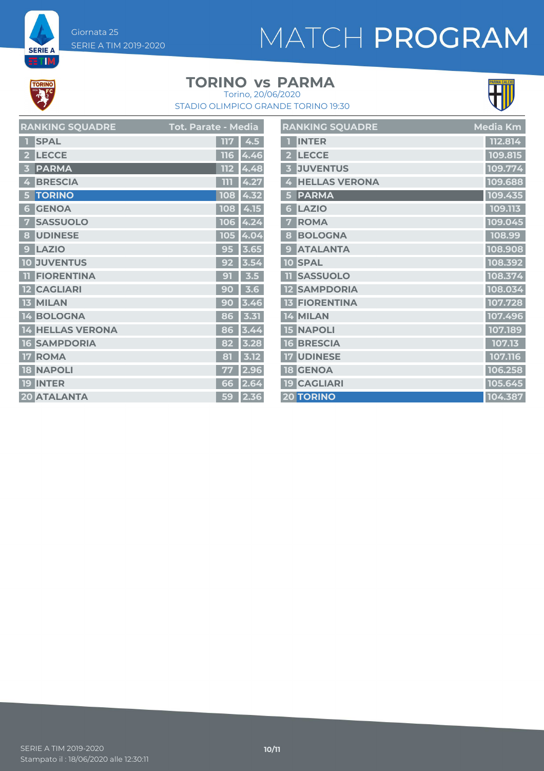# MATCH PROGRAM

Giornata 25
SERIE A TIM 2019-2020

## TORINO vs PARMA

Torino, 20/06/2020
STADIO OLIMPICO GRANDE TORINO 19:30

| RANKING SQUADRE | | Tot. Parate | Media |
|---|---|---|---|
| 1 | SPAL | 117 | 4.5 |
| 2 | LECCE | 116 | 4.46 |
| 3 | PARMA | 112 | 4.48 |
| 4 | BRESCIA | 111 | 4.27 |
| 5 | TORINO | 108 | 4.32 |
| 6 | GENOA | 108 | 4.15 |
| 7 | SASSUOLO | 106 | 4.24 |
| 8 | UDINESE | 105 | 4.04 |
| 9 | LAZIO | 95 | 3.65 |
| 10 | JUVENTUS | 92 | 3.54 |
| 11 | FIORENTINA | 91 | 3.5 |
| 12 | CAGLIARI | 90 | 3.6 |
| 13 | MILAN | 90 | 3.46 |
| 14 | BOLOGNA | 86 | 3.31 |
| 14 | HELLAS VERONA | 86 | 3.44 |
| 16 | SAMPDORIA | 82 | 3.28 |
| 17 | ROMA | 81 | 3.12 |
| 18 | NAPOLI | 77 | 2.96 |
| 19 | INTER | 66 | 2.64 |
| 20 | ATALANTA | 59 | 2.36 |

| RANKING SQUADRE | | Media Km |
|---|---|---|
| 1 | INTER | 112.814 |
| 2 | LECCE | 109.815 |
| 3 | JUVENTUS | 109.774 |
| 4 | HELLAS VERONA | 109.688 |
| 5 | PARMA | 109.435 |
| 6 | LAZIO | 109.113 |
| 7 | ROMA | 109.045 |
| 8 | BOLOGNA | 108.99 |
| 9 | ATALANTA | 108.908 |
| 10 | SPAL | 108.392 |
| 11 | SASSUOLO | 108.374 |
| 12 | SAMPDORIA | 108.034 |
| 13 | FIORENTINA | 107.728 |
| 14 | MILAN | 107.496 |
| 15 | NAPOLI | 107.189 |
| 16 | BRESCIA | 107.13 |
| 17 | UDINESE | 107.116 |
| 18 | GENOA | 106.258 |
| 19 | CAGLIARI | 105.645 |
| 20 | TORINO | 104.387 |

SERIE A TIM 2019-2020
Stampato il : 18/06/2020 alle 12:30:11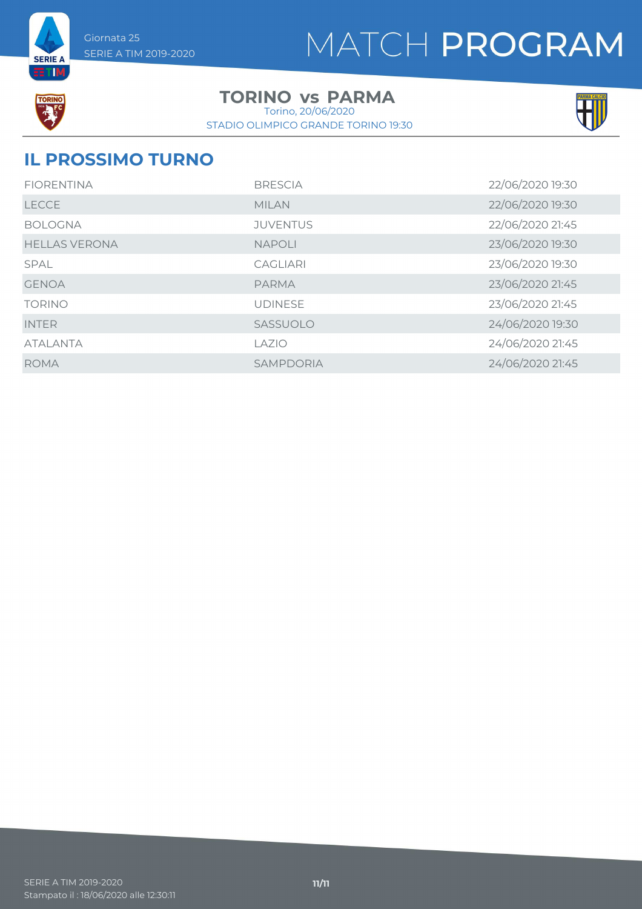# MATCH PROGRAM

Giornata 25
SERIE A TIM 2019-2020

## TORINO vs PARMA

Torino, 20/06/2020
STADIO OLIMPICO GRANDE TORINO 19:30

## IL PROSSIMO TURNO

| | | |
|---|---|---|
| FIORENTINA | BRESCIA | 22/06/2020 19:30 |
| LECCE | MILAN | 22/06/2020 19:30 |
| BOLOGNA | JUVENTUS | 22/06/2020 21:45 |
| HELLAS VERONA | NAPOLI | 23/06/2020 19:30 |
| SPAL | CAGLIARI | 23/06/2020 19:30 |
| GENOA | PARMA | 23/06/2020 21:45 |
| TORINO | UDINESE | 23/06/2020 21:45 |
| INTER | SASSUOLO | 24/06/2020 19:30 |
| ATALANTA | LAZIO | 24/06/2020 21:45 |
| ROMA | SAMPDORIA | 24/06/2020 21:45 |

Stampato il : 18/06/2020 alle 12:30:11